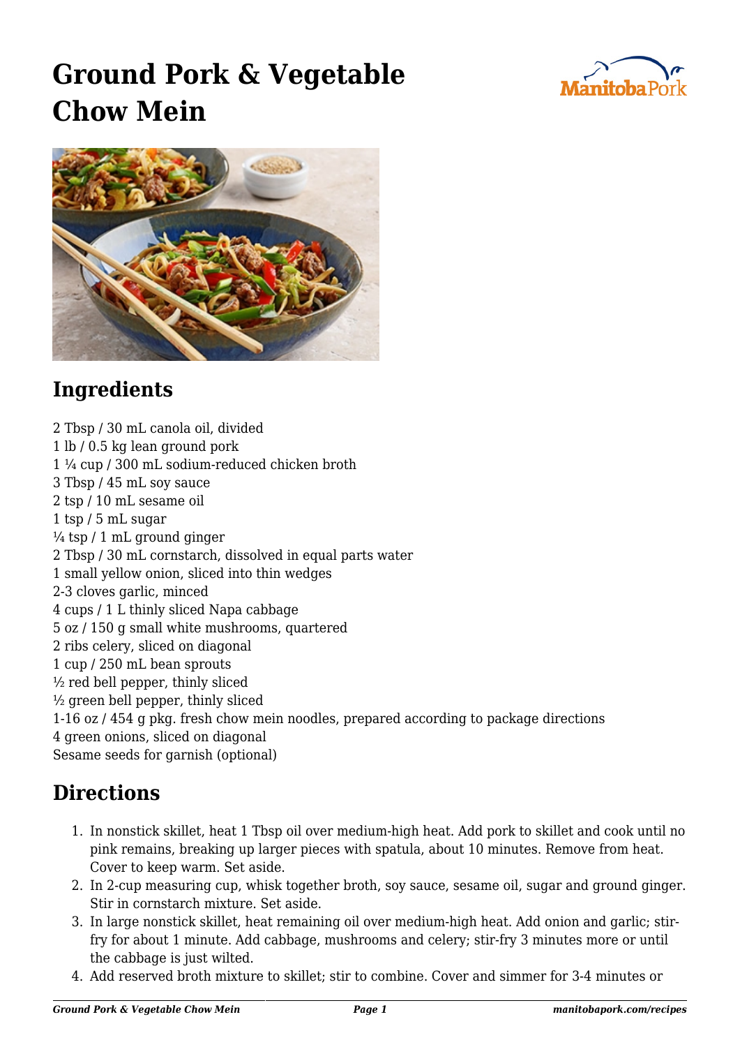# Ground Pork & Vegetable Chow Mein

## Ingredients

2 Tbsp / 30 mL canola oil, divided
1 lb / 0.5 kg lean ground pork
1 ¼ cup / 300 mL sodium-reduced chicken broth
3 Tbsp / 45 mL soy sauce
2 tsp / 10 mL sesame oil
1 tsp / 5 mL sugar
¼ tsp / 1 mL ground ginger
2 Tbsp / 30 mL cornstarch, dissolved in equal parts water
1 small yellow onion, sliced into thin wedges
2-3 cloves garlic, minced
4 cups / 1 L thinly sliced Napa cabbage
5 oz / 150 g small white mushrooms, quartered
2 ribs celery, sliced on diagonal
1 cup / 250 mL bean sprouts
½ red bell pepper, thinly sliced
½ green bell pepper, thinly sliced
1-16 oz / 454 g pkg. fresh chow mein noodles, prepared according to package directions
4 green onions, sliced on diagonal
Sesame seeds for garnish (optional)

## Directions

1. In nonstick skillet, heat 1 Tbsp oil over medium-high heat. Add pork to skillet and cook until no pink remains, breaking up larger pieces with spatula, about 10 minutes. Remove from heat. Cover to keep warm. Set aside.
2. In 2-cup measuring cup, whisk together broth, soy sauce, sesame oil, sugar and ground ginger. Stir in cornstarch mixture. Set aside.
3. In large nonstick skillet, heat remaining oil over medium-high heat. Add onion and garlic; stir-fry for about 1 minute. Add cabbage, mushrooms and celery; stir-fry 3 minutes more or until the cabbage is just wilted.
4. Add reserved broth mixture to skillet; stir to combine. Cover and simmer for 3-4 minutes or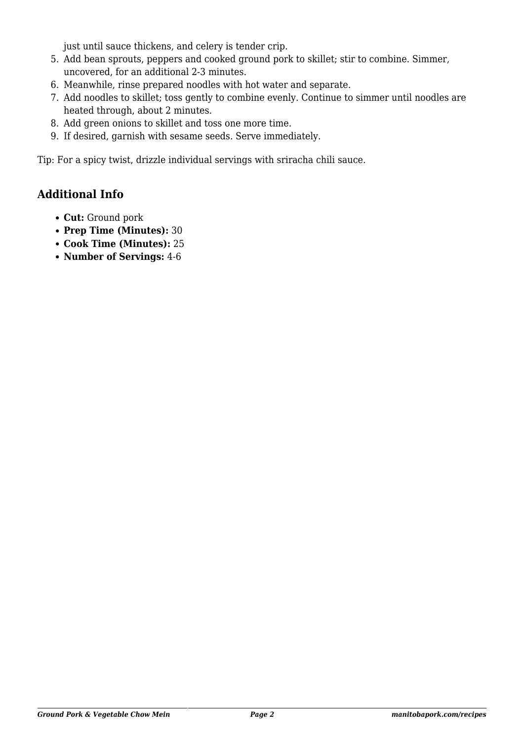just until sauce thickens, and celery is tender crip.

5. Add bean sprouts, peppers and cooked ground pork to skillet; stir to combine. Simmer, uncovered, for an additional 2-3 minutes.
6. Meanwhile, rinse prepared noodles with hot water and separate.
7. Add noodles to skillet; toss gently to combine evenly. Continue to simmer until noodles are heated through, about 2 minutes.
8. Add green onions to skillet and toss one more time.
9. If desired, garnish with sesame seeds. Serve immediately.

Tip: For a spicy twist, drizzle individual servings with sriracha chili sauce.

## Additional Info

- **Cut:** Ground pork
- **Prep Time (Minutes):** 30
- **Cook Time (Minutes):** 25
- **Number of Servings:** 4-6